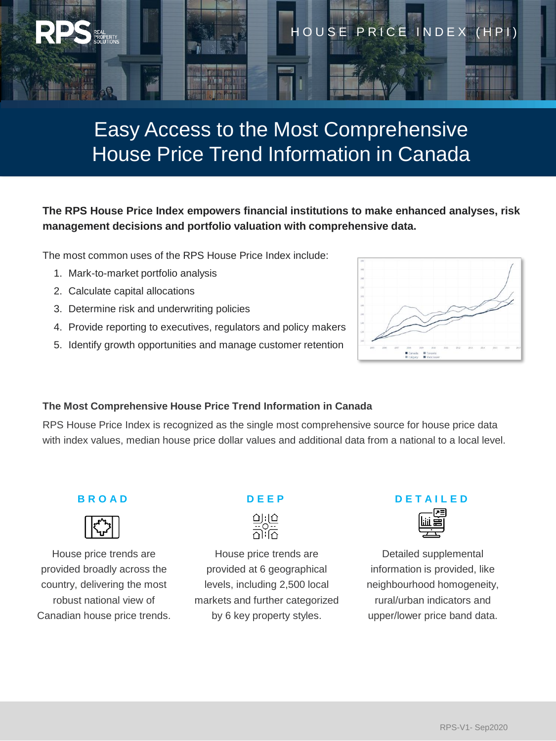RPS REAL PROPERTY SOLUTIONS

HOUSE PRICE INDEX (HPI)

# Easy Access to the Most Comprehensive House Price Trend Information in Canada

**The RPS House Price Index empowers financial institutions to make enhanced analyses, risk management decisions and portfolio valuation with comprehensive data.**

The most common uses of the RPS House Price Index include:

1. Mark-to-market portfolio analysis
2. Calculate capital allocations
3. Determine risk and underwriting policies
4. Provide reporting to executives, regulators and policy makers
5. Identify growth opportunities and manage customer retention

### The Most Comprehensive House Price Trend Information in Canada

RPS House Price Index is recognized as the single most comprehensive source for house price data with index values, median house price dollar values and additional data from a national to a local level.

### BROAD

House price trends are provided broadly across the country, delivering the most robust national view of Canadian house price trends.

### DEEP

House price trends are provided at 6 geographical levels, including 2,500 local markets and further categorized by 6 key property styles.

### DETAILED

Detailed supplemental information is provided, like neighbourhood homogeneity, rural/urban indicators and upper/lower price band data.

RPS-V1- Sep2020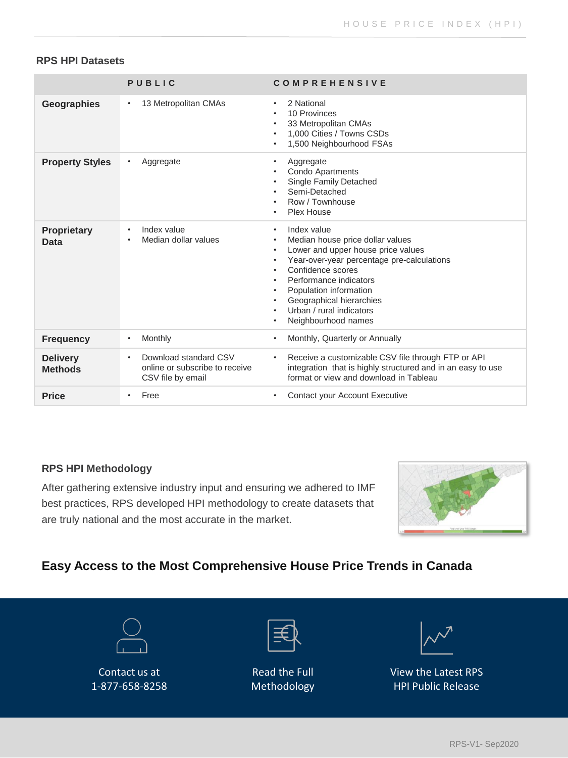## RPS HPI Datasets

| | PUBLIC | COMPREHENSIVE |
|---|---|---|
| **Geographies** | • 13 Metropolitan CMAs | • 2 National<br>• 10 Provinces<br>• 33 Metropolitan CMAs<br>• 1,000 Cities / Towns CSDs<br>• 1,500 Neighbourhood FSAs |
| **Property Styles** | • Aggregate | • Aggregate<br>• Condo Apartments<br>• Single Family Detached<br>• Semi-Detached<br>• Row / Townhouse<br>• Plex House |
| **Proprietary Data** | • Index value<br>• Median dollar values | • Index value<br>• Median house price dollar values<br>• Lower and upper house price values<br>• Year-over-year percentage pre-calculations<br>• Confidence scores<br>• Performance indicators<br>• Population information<br>• Geographical hierarchies<br>• Urban / rural indicators<br>• Neighbourhood names |
| **Frequency** | • Monthly | • Monthly, Quarterly or Annually |
| **Delivery Methods** | • Download standard CSV online or subscribe to receive CSV file by email | • Receive a customizable CSV file through FTP or API integration that is highly structured and in an easy to use format or view and download in Tableau |
| **Price** | • Free | • Contact your Account Executive |

### RPS HPI Methodology

After gathering extensive industry input and ensuring we adhered to IMF best practices, RPS developed HPI methodology to create datasets that are truly national and the most accurate in the market.

## Easy Access to the Most Comprehensive House Price Trends in Canada

Contact us at
1-877-658-8258

Read the Full
Methodology

View the Latest RPS
HPI Public Release

RPS-V1- Sep2020